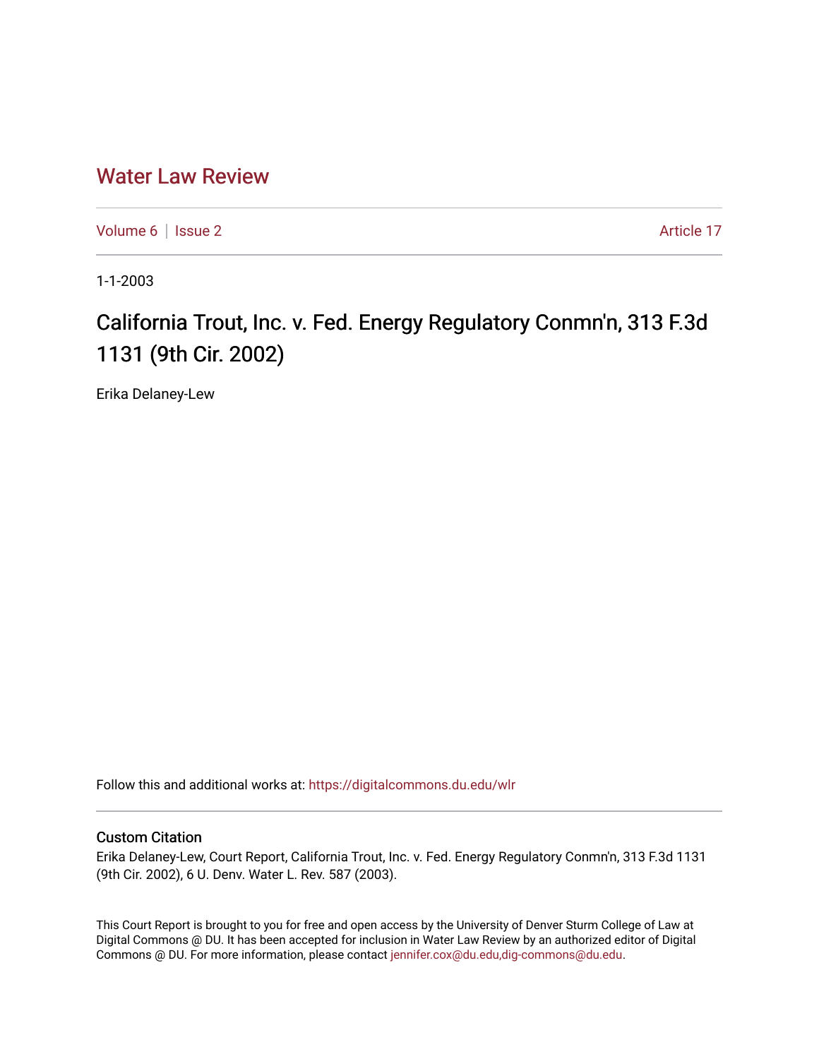# Water Law Review

Volume 6 | Issue 2 Article 17

1-1-2003

## California Trout, Inc. v. Fed. Energy Regulatory Conmn'n, 313 F.3d 1131 (9th Cir. 2002)

Erika Delaney-Lew

Follow this and additional works at: https://digitalcommons.du.edu/wlr

### Custom Citation

Erika Delaney-Lew, Court Report, California Trout, Inc. v. Fed. Energy Regulatory Conmn'n, 313 F.3d 1131 (9th Cir. 2002), 6 U. Denv. Water L. Rev. 587 (2003).

This Court Report is brought to you for free and open access by the University of Denver Sturm College of Law at Digital Commons @ DU. It has been accepted for inclusion in Water Law Review by an authorized editor of Digital Commons @ DU. For more information, please contact jennifer.cox@du.edu,dig-commons@du.edu.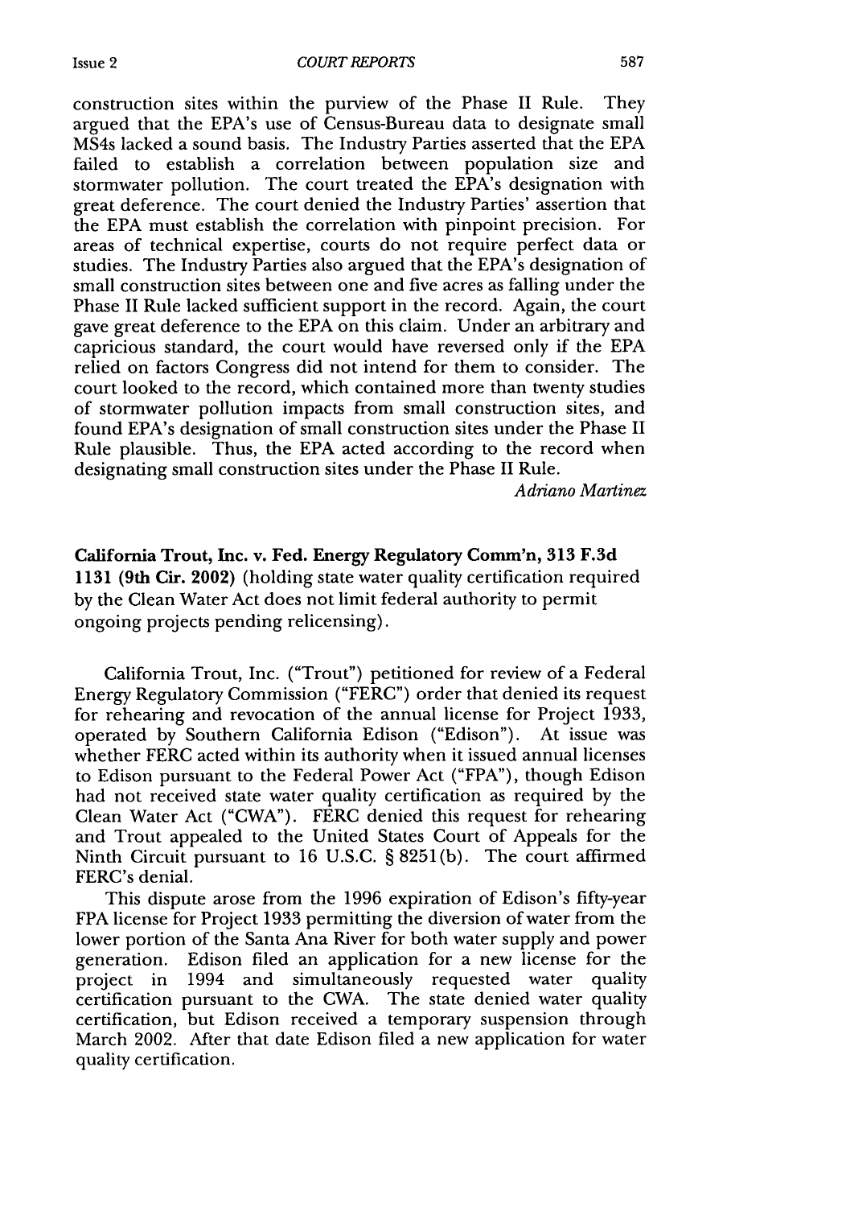construction sites within the purview of the Phase II Rule. They argued that the EPA's use of Census-Bureau data to designate small MS4s lacked a sound basis. The Industry Parties asserted that the EPA failed to establish a correlation between population size and stormwater pollution. The court treated the EPA's designation with great deference. The court denied the Industry Parties' assertion that the EPA must establish the correlation with pinpoint precision. For areas of technical expertise, courts do not require perfect data or studies. The Industry Parties also argued that the EPA's designation of small construction sites between one and five acres as falling under the Phase II Rule lacked sufficient support in the record. Again, the court gave great deference to the EPA on this claim. Under an arbitrary and capricious standard, the court would have reversed only if the EPA relied on factors Congress did not intend for them to consider. The court looked to the record, which contained more than twenty studies of stormwater pollution impacts from small construction sites, and found EPA's designation of small construction sites under the Phase II Rule plausible. Thus, the EPA acted according to the record when designating small construction sites under the Phase II Rule.

*Adriano Martinez*

**California Trout, Inc. v. Fed. Energy Regulatory Comm'n, 313 F.3d 1131 (9th Cir. 2002)** (holding state water quality certification required by the Clean Water Act does not limit federal authority to permit ongoing projects pending relicensing).

California Trout, Inc. ("Trout") petitioned for review of a Federal Energy Regulatory Commission ("FERC") order that denied its request for rehearing and revocation of the annual license for Project 1933, operated by Southern California Edison ("Edison"). At issue was whether FERC acted within its authority when it issued annual licenses to Edison pursuant to the Federal Power Act ("FPA"), though Edison had not received state water quality certification as required by the Clean Water Act ("CWA"). FERC denied this request for rehearing and Trout appealed to the United States Court of Appeals for the Ninth Circuit pursuant to 16 U.S.C. § 8251(b). The court affirmed FERC's denial.

This dispute arose from the 1996 expiration of Edison's fifty-year FPA license for Project 1933 permitting the diversion of water from the lower portion of the Santa Ana River for both water supply and power generation. Edison filed an application for a new license for the project in 1994 and simultaneously requested water quality certification pursuant to the CWA. The state denied water quality certification, but Edison received a temporary suspension through March 2002. After that date Edison filed a new application for water quality certification.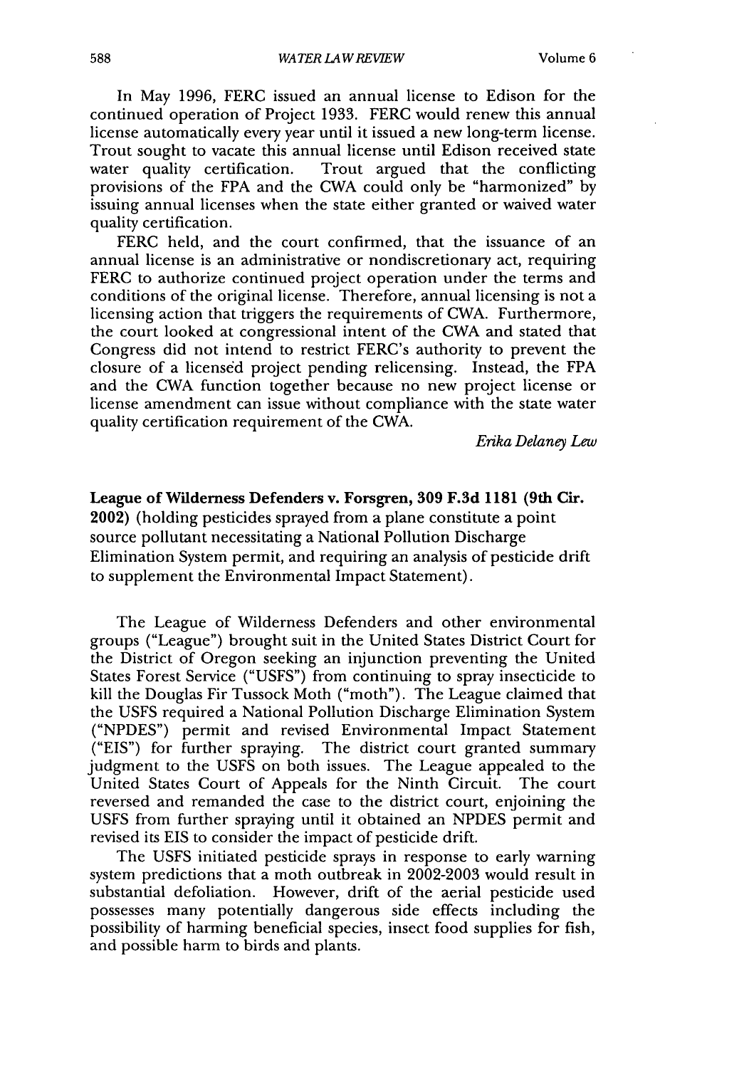In May 1996, FERC issued an annual license to Edison for the continued operation of Project 1933. FERC would renew this annual license automatically every year until it issued a new long-term license. Trout sought to vacate this annual license until Edison received state water quality certification. Trout argued that the conflicting provisions of the FPA and the CWA could only be "harmonized" by issuing annual licenses when the state either granted or waived water quality certification.

FERC held, and the court confirmed, that the issuance of an annual license is an administrative or nondiscretionary act, requiring FERC to authorize continued project operation under the terms and conditions of the original license. Therefore, annual licensing is not a licensing action that triggers the requirements of CWA. Furthermore, the court looked at congressional intent of the CWA and stated that Congress did not intend to restrict FERC's authority to prevent the closure of a licensed project pending relicensing. Instead, the FPA and the CWA function together because no new project license or license amendment can issue without compliance with the state water quality certification requirement of the CWA.

*Erika Delaney Lew*

**League of Wilderness Defenders v. Forsgren, 309 F.3d 1181 (9th Cir. 2002)** (holding pesticides sprayed from a plane constitute a point source pollutant necessitating a National Pollution Discharge Elimination System permit, and requiring an analysis of pesticide drift to supplement the Environmental Impact Statement).

The League of Wilderness Defenders and other environmental groups ("League") brought suit in the United States District Court for the District of Oregon seeking an injunction preventing the United States Forest Service ("USFS") from continuing to spray insecticide to kill the Douglas Fir Tussock Moth ("moth"). The League claimed that the USFS required a National Pollution Discharge Elimination System ("NPDES") permit and revised Environmental Impact Statement ("EIS") for further spraying. The district court granted summary judgment to the USFS on both issues. The League appealed to the United States Court of Appeals for the Ninth Circuit. The court reversed and remanded the case to the district court, enjoining the USFS from further spraying until it obtained an NPDES permit and revised its EIS to consider the impact of pesticide drift.

The USFS initiated pesticide sprays in response to early warning system predictions that a moth outbreak in 2002-2003 would result in substantial defoliation. However, drift of the aerial pesticide used possesses many potentially dangerous side effects including the possibility of harming beneficial species, insect food supplies for fish, and possible harm to birds and plants.